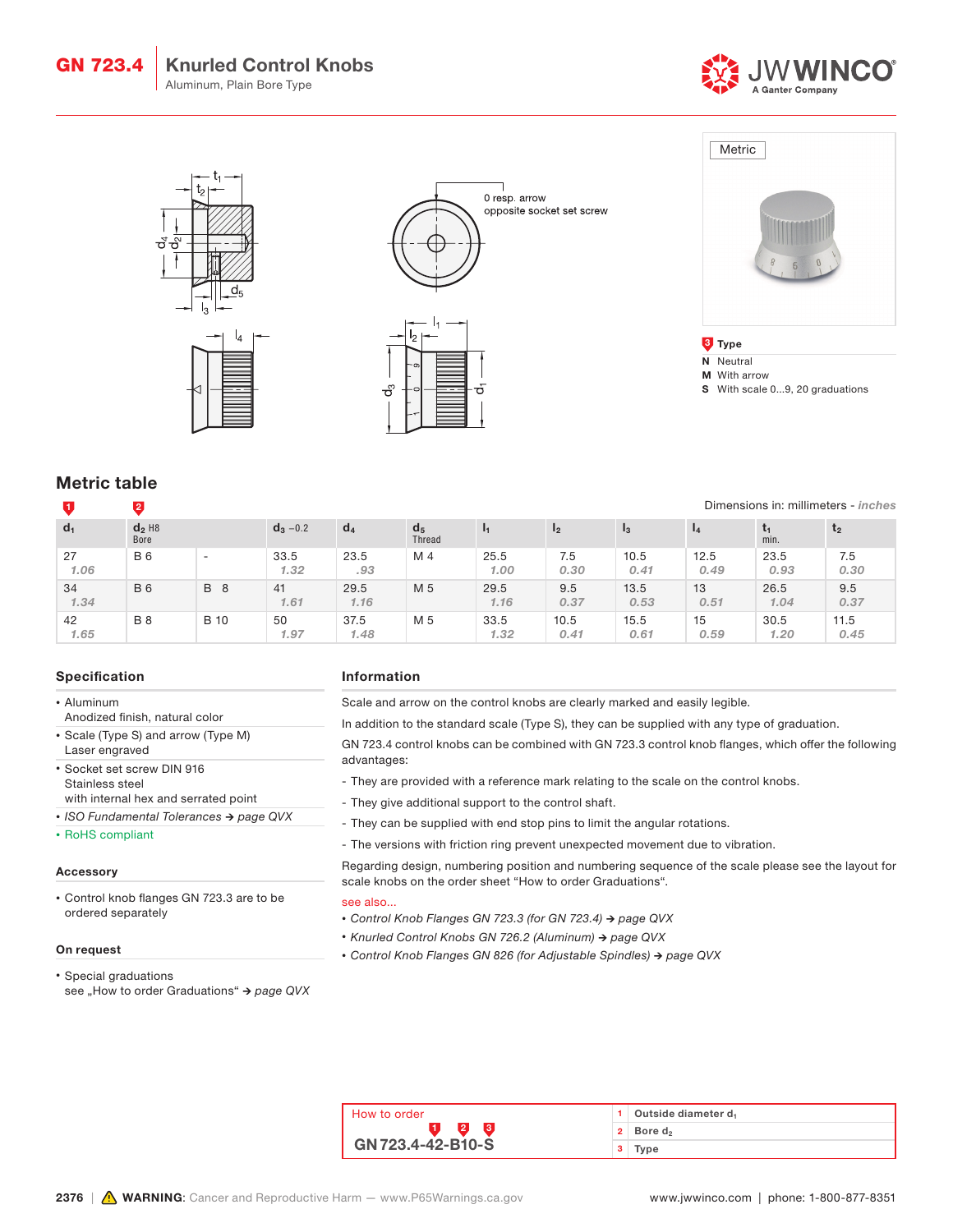# GN 723.4 Knurled Control Knobs

Aluminum, Plain Bore Type

0 resp. arrow opposite socket set screw

Metric

**3 Type**

- **N** Neutral
- **M** With arrow
- **S** With scale 0...9, 20 graduations

## Metric table

Dimensions in: millimeters - *inches*

| $d_1$ [1] | $d_2$ H8 Bore [2] | | $d_3$ −0.2 | $d_4$ | $d_5$ Thread | $l_1$ | $l_2$ | $l_3$ | $l_4$ | $t_1$ min. | $t_2$ |
|---|---|---|---|---|---|---|---|---|---|---|---|
| 27 *1.06* | B 6 | - | 33.5 *1.32* | 23.5 *.93* | M 4 | 25.5 *1.00* | 7.5 *0.30* | 10.5 *0.41* | 12.5 *0.49* | 23.5 *0.93* | 7.5 *0.30* |
| 34 *1.34* | B 6 | B 8 | 41 *1.61* | 29.5 *1.16* | M 5 | 29.5 *1.16* | 9.5 *0.37* | 13.5 *0.53* | 13 *0.51* | 26.5 *1.04* | 9.5 *0.37* |
| 42 *1.65* | B 8 | B 10 | 50 *1.97* | 37.5 *1.48* | M 5 | 33.5 *1.32* | 10.5 *0.41* | 15.5 *0.61* | 15 *0.59* | 30.5 *1.20* | 11.5 *0.45* |

### Specification

- Aluminum
  Anodized finish, natural color
- Scale (Type S) and arrow (Type M)
  Laser engraved
- Socket set screw DIN 916
  Stainless steel
  with internal hex and serrated point
- *ISO Fundamental Tolerances → page QVX*
- RoHS compliant

### Accessory

- Control knob flanges GN 723.3 are to be ordered separately

### On request

- Special graduations
  see „How to order Graduations“ → *page QVX*

### Information

Scale and arrow on the control knobs are clearly marked and easily legible.

In addition to the standard scale (Type S), they can be supplied with any type of graduation.

GN 723.4 control knobs can be combined with GN 723.3 control knob flanges, which offer the following advantages:

- They are provided with a reference mark relating to the scale on the control knobs.
- They give additional support to the control shaft.
- They can be supplied with end stop pins to limit the angular rotations.
- The versions with friction ring prevent unexpected movement due to vibration.

Regarding design, numbering position and numbering sequence of the scale please see the layout for scale knobs on the order sheet “How to order Graduations“.

see also...

- *Control Knob Flanges GN 723.3 (for GN 723.4) → page QVX*
- *Knurled Control Knobs GN 726.2 (Aluminum) → page QVX*
- *Control Knob Flanges GN 826 (for Adjustable Spindles) → page QVX*

### How to order

**GN 723.4-42-B10-S**

| | |
|---|---|
| 1 | Outside diameter $d_1$ |
| 2 | Bore $d_2$ |
| 3 | Type |

**WARNING**: Cancer and Reproductive Harm — www.P65Warnings.ca.gov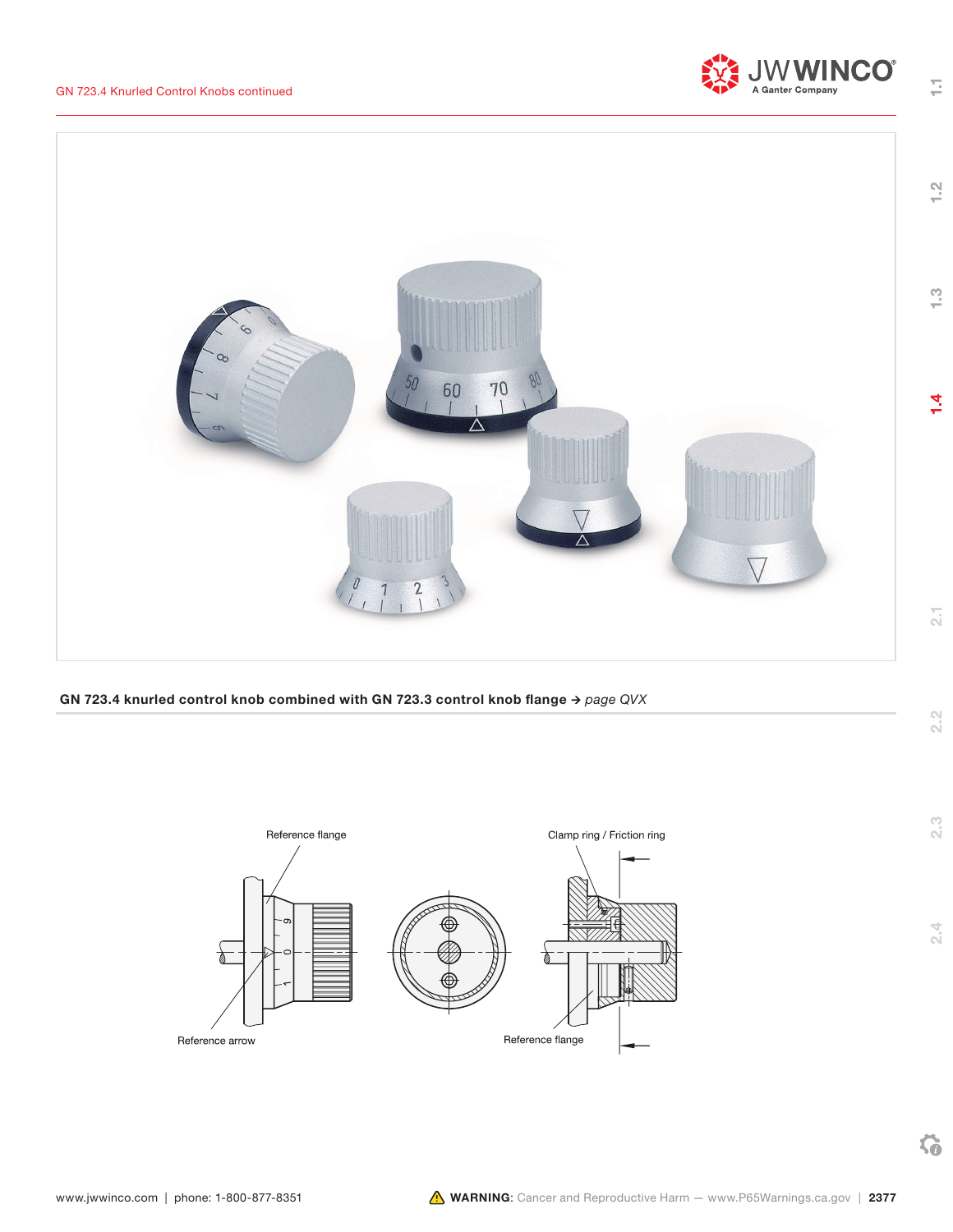GN 723.4 Knurled Control Knobs continued

**GN 723.4 knurled control knob combined with GN 723.3 control knob flange → *page QVX***

Reference flange

Reference arrow

Clamp ring / Friction ring

Reference flange